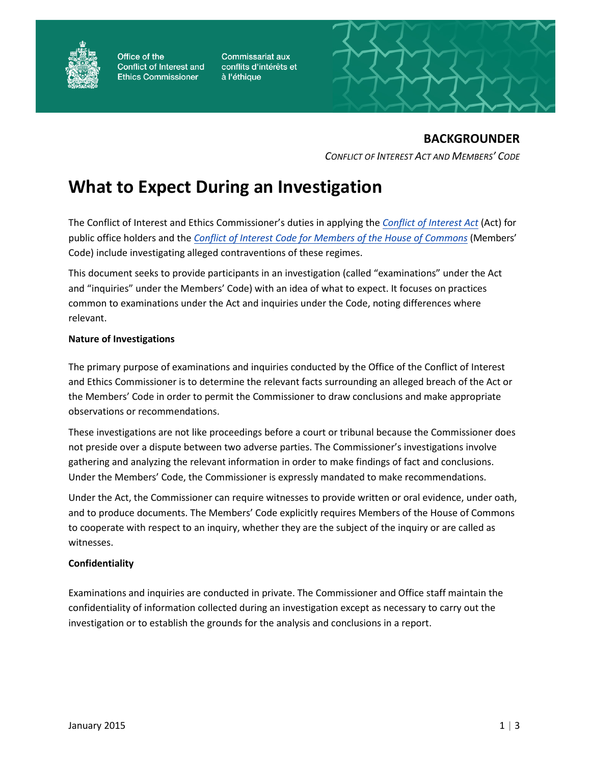Office of the Conflict of Interest and Ethics Commissioner

Commissariat aux conflits d'intérêts et à l'éthique

**BACKGROUNDER**

*CONFLICT OF INTEREST ACT AND MEMBERS' CODE*

# What to Expect During an Investigation

The Conflict of Interest and Ethics Commissioner's duties in applying the *Conflict of Interest Act* (Act) for public office holders and the *Conflict of Interest Code for Members of the House of Commons* (Members' Code) include investigating alleged contraventions of these regimes.

This document seeks to provide participants in an investigation (called "examinations" under the Act and "inquiries" under the Members' Code) with an idea of what to expect. It focuses on practices common to examinations under the Act and inquiries under the Code, noting differences where relevant.

**Nature of Investigations**

The primary purpose of examinations and inquiries conducted by the Office of the Conflict of Interest and Ethics Commissioner is to determine the relevant facts surrounding an alleged breach of the Act or the Members' Code in order to permit the Commissioner to draw conclusions and make appropriate observations or recommendations.

These investigations are not like proceedings before a court or tribunal because the Commissioner does not preside over a dispute between two adverse parties. The Commissioner's investigations involve gathering and analyzing the relevant information in order to make findings of fact and conclusions. Under the Members' Code, the Commissioner is expressly mandated to make recommendations.

Under the Act, the Commissioner can require witnesses to provide written or oral evidence, under oath, and to produce documents. The Members' Code explicitly requires Members of the House of Commons to cooperate with respect to an inquiry, whether they are the subject of the inquiry or are called as witnesses.

**Confidentiality**

Examinations and inquiries are conducted in private. The Commissioner and Office staff maintain the confidentiality of information collected during an investigation except as necessary to carry out the investigation or to establish the grounds for the analysis and conclusions in a report.

January 2015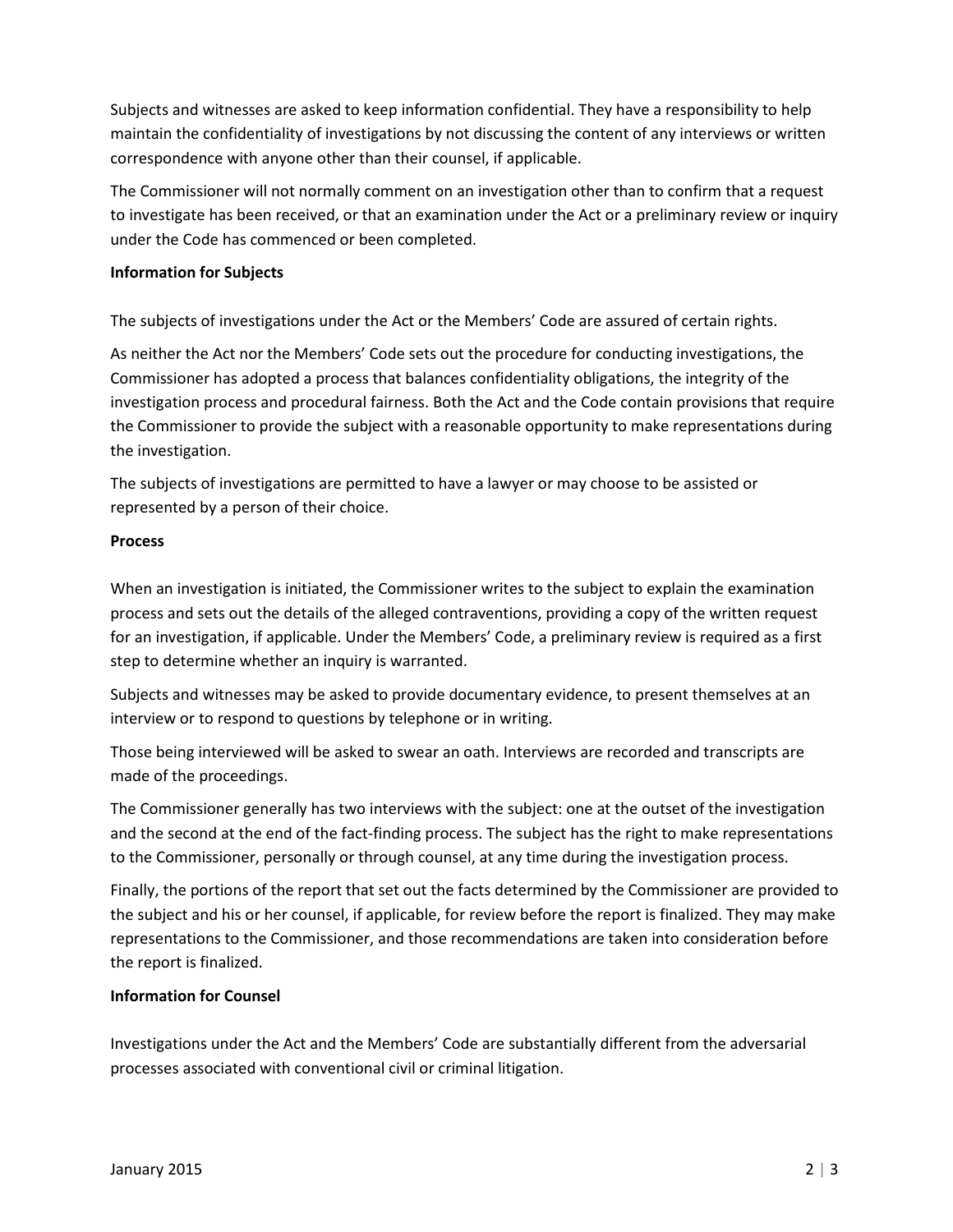Subjects and witnesses are asked to keep information confidential. They have a responsibility to help maintain the confidentiality of investigations by not discussing the content of any interviews or written correspondence with anyone other than their counsel, if applicable.

The Commissioner will not normally comment on an investigation other than to confirm that a request to investigate has been received, or that an examination under the Act or a preliminary review or inquiry under the Code has commenced or been completed.

**Information for Subjects**

The subjects of investigations under the Act or the Members' Code are assured of certain rights.

As neither the Act nor the Members' Code sets out the procedure for conducting investigations, the Commissioner has adopted a process that balances confidentiality obligations, the integrity of the investigation process and procedural fairness. Both the Act and the Code contain provisions that require the Commissioner to provide the subject with a reasonable opportunity to make representations during the investigation.

The subjects of investigations are permitted to have a lawyer or may choose to be assisted or represented by a person of their choice.

**Process**

When an investigation is initiated, the Commissioner writes to the subject to explain the examination process and sets out the details of the alleged contraventions, providing a copy of the written request for an investigation, if applicable. Under the Members' Code, a preliminary review is required as a first step to determine whether an inquiry is warranted.

Subjects and witnesses may be asked to provide documentary evidence, to present themselves at an interview or to respond to questions by telephone or in writing.

Those being interviewed will be asked to swear an oath. Interviews are recorded and transcripts are made of the proceedings.

The Commissioner generally has two interviews with the subject: one at the outset of the investigation and the second at the end of the fact-finding process. The subject has the right to make representations to the Commissioner, personally or through counsel, at any time during the investigation process.

Finally, the portions of the report that set out the facts determined by the Commissioner are provided to the subject and his or her counsel, if applicable, for review before the report is finalized. They may make representations to the Commissioner, and those recommendations are taken into consideration before the report is finalized.

**Information for Counsel**

Investigations under the Act and the Members' Code are substantially different from the adversarial processes associated with conventional civil or criminal litigation.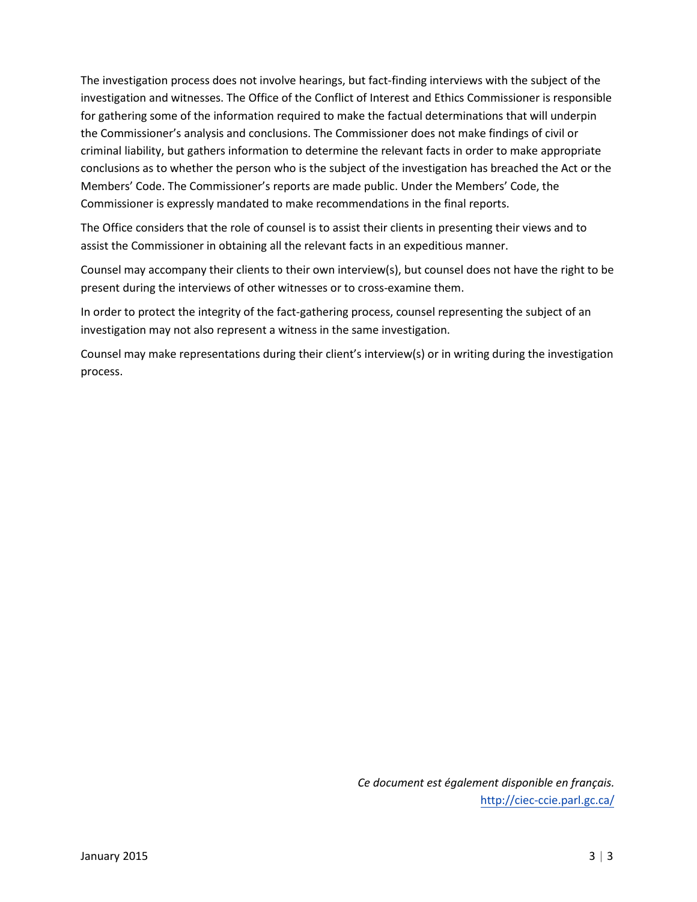The investigation process does not involve hearings, but fact-finding interviews with the subject of the investigation and witnesses. The Office of the Conflict of Interest and Ethics Commissioner is responsible for gathering some of the information required to make the factual determinations that will underpin the Commissioner's analysis and conclusions. The Commissioner does not make findings of civil or criminal liability, but gathers information to determine the relevant facts in order to make appropriate conclusions as to whether the person who is the subject of the investigation has breached the Act or the Members' Code. The Commissioner's reports are made public. Under the Members' Code, the Commissioner is expressly mandated to make recommendations in the final reports.

The Office considers that the role of counsel is to assist their clients in presenting their views and to assist the Commissioner in obtaining all the relevant facts in an expeditious manner.

Counsel may accompany their clients to their own interview(s), but counsel does not have the right to be present during the interviews of other witnesses or to cross-examine them.

In order to protect the integrity of the fact-gathering process, counsel representing the subject of an investigation may not also represent a witness in the same investigation.

Counsel may make representations during their client's interview(s) or in writing during the investigation process.

*Ce document est également disponible en français.*
http://ciec-ccie.parl.gc.ca/

January 2015